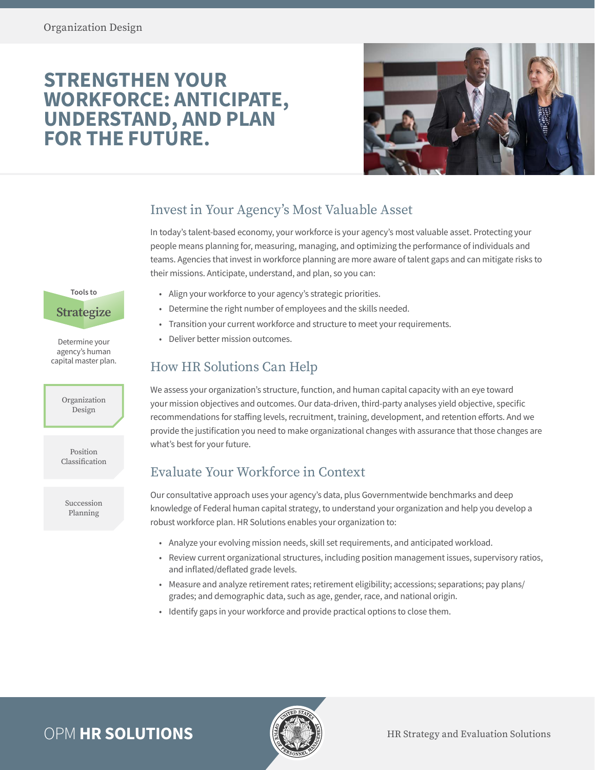Organization Design

# STRENGTHEN YOUR WORKFORCE: ANTICIPATE, UNDERSTAND, AND PLAN FOR THE FUTURE.

Tools to **Strategize**

Determine your agency's human capital master plan.

- Organization Design
- Position Classification
- Succession Planning

## Invest in Your Agency's Most Valuable Asset

In today's talent-based economy, your workforce is your agency's most valuable asset. Protecting your people means planning for, measuring, managing, and optimizing the performance of individuals and teams. Agencies that invest in workforce planning are more aware of talent gaps and can mitigate risks to their missions. Anticipate, understand, and plan, so you can:

- Align your workforce to your agency's strategic priorities.
- Determine the right number of employees and the skills needed.
- Transition your current workforce and structure to meet your requirements.
- Deliver better mission outcomes.

## How HR Solutions Can Help

We assess your organization's structure, function, and human capital capacity with an eye toward your mission objectives and outcomes. Our data-driven, third-party analyses yield objective, specific recommendations for staffing levels, recruitment, training, development, and retention efforts. And we provide the justification you need to make organizational changes with assurance that those changes are what's best for your future.

## Evaluate Your Workforce in Context

Our consultative approach uses your agency's data, plus Governmentwide benchmarks and deep knowledge of Federal human capital strategy, to understand your organization and help you develop a robust workforce plan. HR Solutions enables your organization to:

- Analyze your evolving mission needs, skill set requirements, and anticipated workload.
- Review current organizational structures, including position management issues, supervisory ratios, and inflated/deflated grade levels.
- Measure and analyze retirement rates; retirement eligibility; accessions; separations; pay plans/grades; and demographic data, such as age, gender, race, and national origin.
- Identify gaps in your workforce and provide practical options to close them.

OPM **HR SOLUTIONS**

HR Strategy and Evaluation Solutions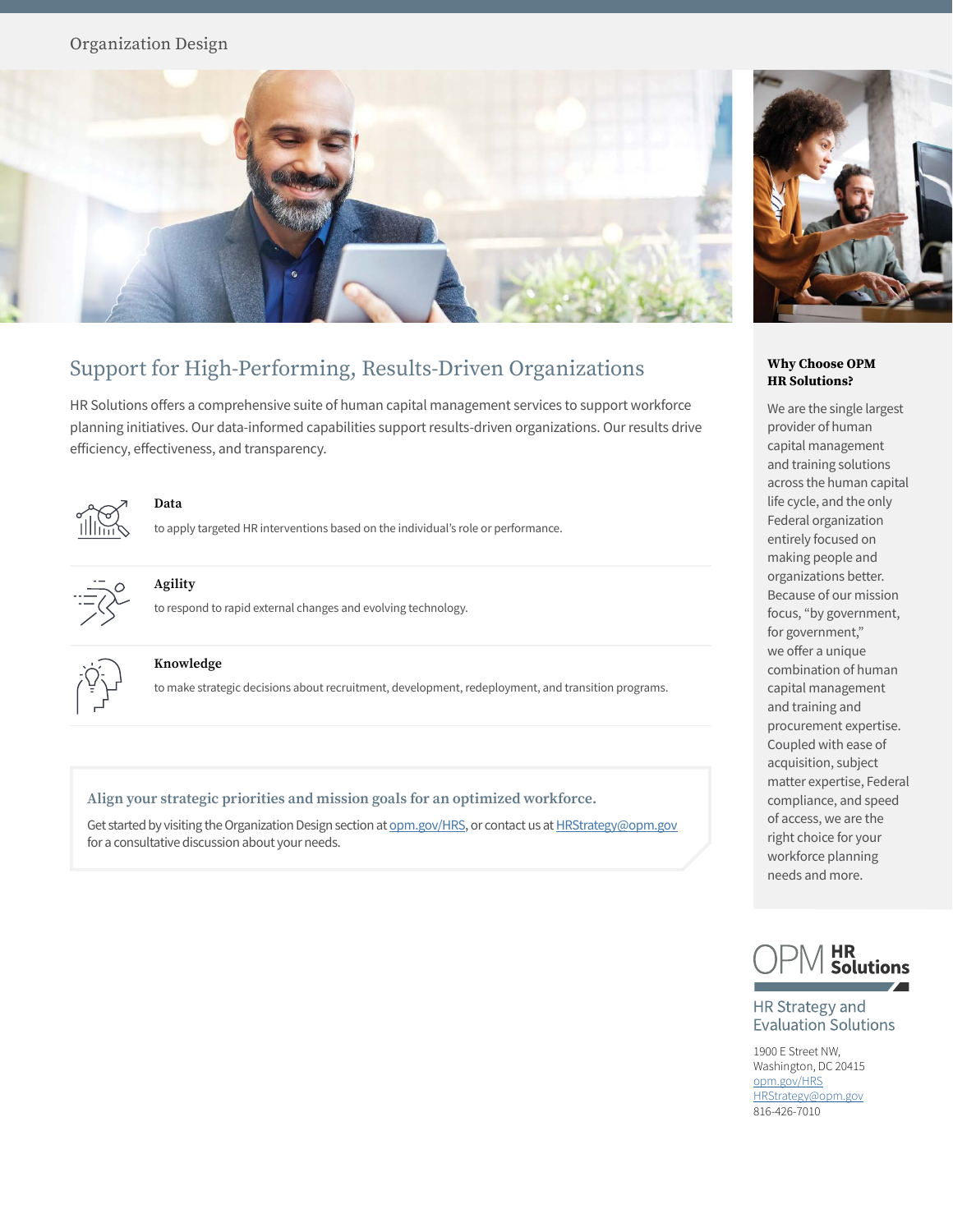## Support for High-Performing, Results-Driven Organizations

HR Solutions offers a comprehensive suite of human capital management services to support workforce planning initiatives. Our data-informed capabilities support results-driven organizations. Our results drive efficiency, effectiveness, and transparency.

**Data**

to apply targeted HR interventions based on the individual's role or performance.

**Agility**

to respond to rapid external changes and evolving technology.

**Knowledge**

to make strategic decisions about recruitment, development, redeployment, and transition programs.

**Align your strategic priorities and mission goals for an optimized workforce.**

Get started by visiting the Organization Design section at opm.gov/HRS, or contact us at HRStrategy@opm.gov for a consultative discussion about your needs.

### Why Choose OPM HR Solutions?

We are the single largest provider of human capital management and training solutions across the human capital life cycle, and the only Federal organization entirely focused on making people and organizations better. Because of our mission focus, "by government, for government," we offer a unique combination of human capital management and training and procurement expertise. Coupled with ease of acquisition, subject matter expertise, Federal compliance, and speed of access, we are the right choice for your workforce planning needs and more.

OPM HR Solutions

HR Strategy and Evaluation Solutions

1900 E Street NW,
Washington, DC 20415
opm.gov/HRS
HRStrategy@opm.gov
816-426-7010